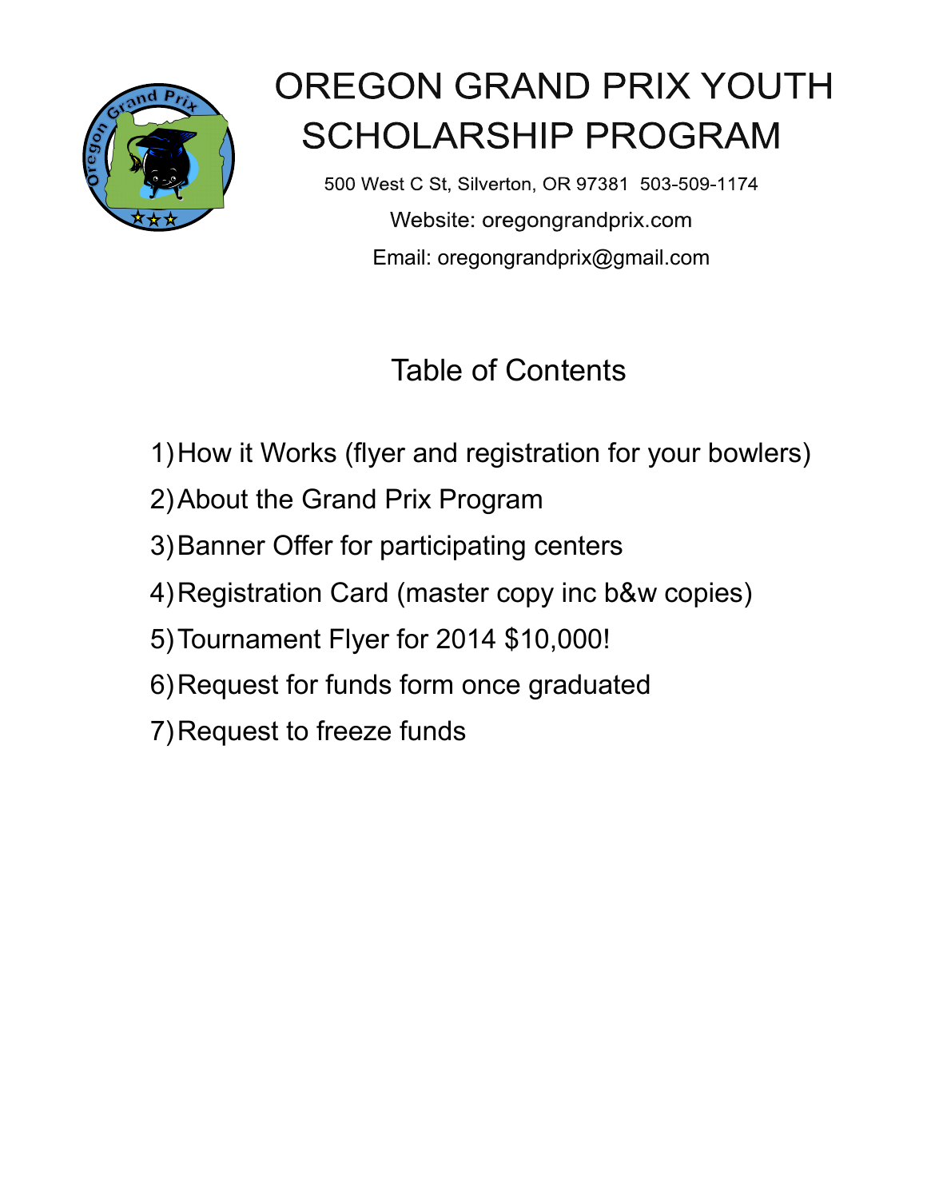# OREGON GRAND PRIX YOUTH SCHOLARSHIP PROGRAM

500 West C St, Silverton, OR 97381 503-509-1174

Website: oregongrandprix.com

Email: oregongrandprix@gmail.com

## Table of Contents

1) How it Works (flyer and registration for your bowlers)
2) About the Grand Prix Program
3) Banner Offer for participating centers
4) Registration Card (master copy inc b&w copies)
5) Tournament Flyer for 2014 $10,000!
6) Request for funds form once graduated
7) Request to freeze funds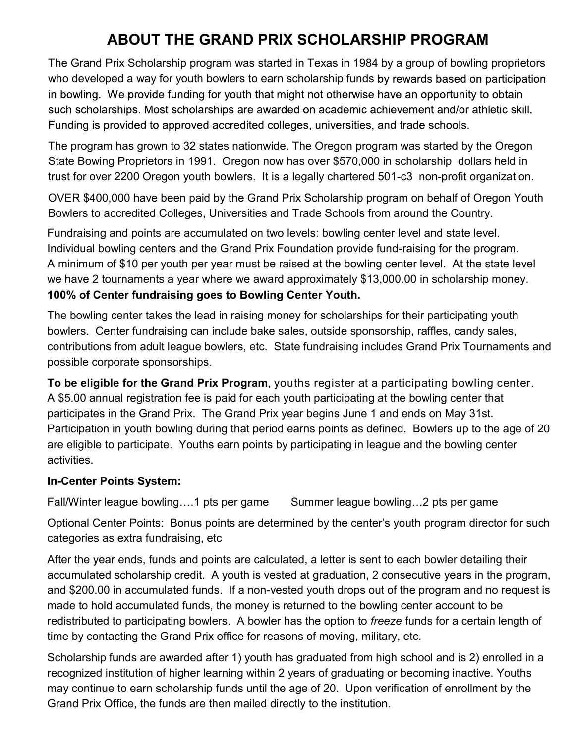# ABOUT THE GRAND PRIX SCHOLARSHIP PROGRAM

The Grand Prix Scholarship program was started in Texas in 1984 by a group of bowling proprietors who developed a way for youth bowlers to earn scholarship funds by rewards based on participation in bowling. We provide funding for youth that might not otherwise have an opportunity to obtain such scholarships. Most scholarships are awarded on academic achievement and/or athletic skill. Funding is provided to approved accredited colleges, universities, and trade schools.

The program has grown to 32 states nationwide. The Oregon program was started by the Oregon State Bowing Proprietors in 1991. Oregon now has over $570,000 in scholarship dollars held in trust for over 2200 Oregon youth bowlers. It is a legally chartered 501-c3 non-profit organization.

OVER $400,000 have been paid by the Grand Prix Scholarship program on behalf of Oregon Youth Bowlers to accredited Colleges, Universities and Trade Schools from around the Country.

Fundraising and points are accumulated on two levels: bowling center level and state level. Individual bowling centers and the Grand Prix Foundation provide fund-raising for the program. A minimum of $10 per youth per year must be raised at the bowling center level. At the state level we have 2 tournaments a year where we award approximately $13,000.00 in scholarship money. **100% of Center fundraising goes to Bowling Center Youth.**

The bowling center takes the lead in raising money for scholarships for their participating youth bowlers. Center fundraising can include bake sales, outside sponsorship, raffles, candy sales, contributions from adult league bowlers, etc. State fundraising includes Grand Prix Tournaments and possible corporate sponsorships.

**To be eligible for the Grand Prix Program**, youths register at a participating bowling center. A $5.00 annual registration fee is paid for each youth participating at the bowling center that participates in the Grand Prix. The Grand Prix year begins June 1 and ends on May 31st. Participation in youth bowling during that period earns points as defined. Bowlers up to the age of 20 are eligible to participate. Youths earn points by participating in league and the bowling center activities.

**In-Center Points System:**

Fall/Winter league bowling….1 pts per game    Summer league bowling…2 pts per game

Optional Center Points: Bonus points are determined by the center's youth program director for such categories as extra fundraising, etc

After the year ends, funds and points are calculated, a letter is sent to each bowler detailing their accumulated scholarship credit. A youth is vested at graduation, 2 consecutive years in the program, and $200.00 in accumulated funds. If a non-vested youth drops out of the program and no request is made to hold accumulated funds, the money is returned to the bowling center account to be redistributed to participating bowlers. A bowler has the option to *freeze* funds for a certain length of time by contacting the Grand Prix office for reasons of moving, military, etc.

Scholarship funds are awarded after 1) youth has graduated from high school and is 2) enrolled in a recognized institution of higher learning within 2 years of graduating or becoming inactive. Youths may continue to earn scholarship funds until the age of 20. Upon verification of enrollment by the Grand Prix Office, the funds are then mailed directly to the institution.